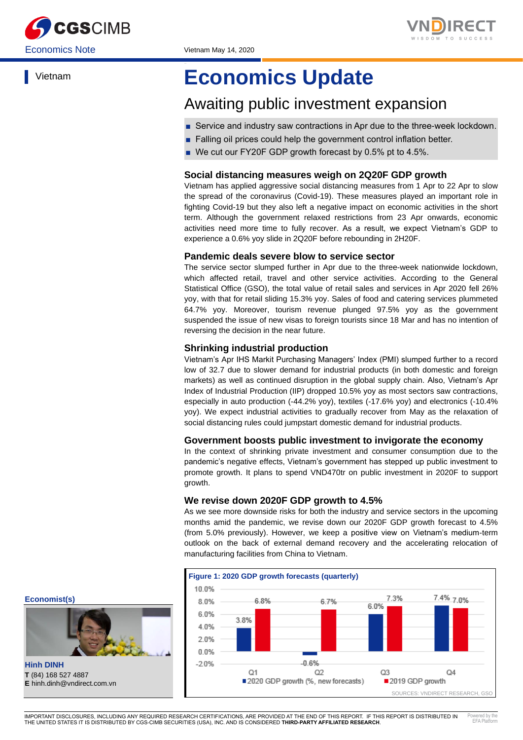Economics Note

Vietnam May 14, 2020

Vietnam

# Economics Update

## Awaiting public investment expansion

- Service and industry saw contractions in Apr due to the three-week lockdown.
- Falling oil prices could help the government control inflation better.
- We cut our FY20F GDP growth forecast by 0.5% pt to 4.5%.

### Social distancing measures weigh on 2Q20F GDP growth

Vietnam has applied aggressive social distancing measures from 1 Apr to 22 Apr to slow the spread of the coronavirus (Covid-19). These measures played an important role in fighting Covid-19 but they also left a negative impact on economic activities in the short term. Although the government relaxed restrictions from 23 Apr onwards, economic activities need more time to fully recover. As a result, we expect Vietnam's GDP to experience a 0.6% yoy slide in 2Q20F before rebounding in 2H20F.

### Pandemic deals severe blow to service sector

The service sector slumped further in Apr due to the three-week nationwide lockdown, which affected retail, travel and other service activities. According to the General Statistical Office (GSO), the total value of retail sales and services in Apr 2020 fell 26% yoy, with that for retail sliding 15.3% yoy. Sales of food and catering services plummeted 64.7% yoy. Moreover, tourism revenue plunged 97.5% yoy as the government suspended the issue of new visas to foreign tourists since 18 Mar and has no intention of reversing the decision in the near future.

### Shrinking industrial production

Vietnam's Apr IHS Markit Purchasing Managers' Index (PMI) slumped further to a record low of 32.7 due to slower demand for industrial products (in both domestic and foreign markets) as well as continued disruption in the global supply chain. Also, Vietnam's Apr Index of Industrial Production (IIP) dropped 10.5% yoy as most sectors saw contractions, especially in auto production (-44.2% yoy), textiles (-17.6% yoy) and electronics (-10.4% yoy). We expect industrial activities to gradually recover from May as the relaxation of social distancing rules could jumpstart domestic demand for industrial products.

### Government boosts public investment to invigorate the economy

In the context of shrinking private investment and consumer consumption due to the pandemic's negative effects, Vietnam's government has stepped up public investment to promote growth. It plans to spend VND470tr on public investment in 2020F to support growth.

### We revise down 2020F GDP growth to 4.5%

As we see more downside risks for both the industry and service sectors in the upcoming months amid the pandemic, we revise down our 2020F GDP growth forecast to 4.5% (from 5.0% previously). However, we keep a positive view on Vietnam's medium-term outlook on the back of external demand recovery and the accelerating relocation of manufacturing facilities from China to Vietnam.

**Figure 1: 2020 GDP growth forecasts (quarterly)**

| Quarter | 2020 GDP growth (%, new forecasts) | 2019 GDP growth |
|---|---|---|
| Q1 | 3.8% | 6.8% |
| Q2 | -0.6% | 6.7% |
| Q3 | 6.0% | 7.3% |
| Q4 | 7.4% | 7.0% |

SOURCES: VNDIRECT RESEARCH, GSO

**Economist(s)**

**Hinh DINH**
**T** (84) 168 527 4887
**E** hinh.dinh@vndirect.com.vn

IMPORTANT DISCLOSURES, INCLUDING ANY REQUIRED RESEARCH CERTIFICATIONS, ARE PROVIDED AT THE END OF THIS REPORT. IF THIS REPORT IS DISTRIBUTED IN THE UNITED STATES IT IS DISTRIBUTED BY CGS-CIMB SECURITIES (USA), INC. AND IS CONSIDERED **THIRD-PARTY AFFILIATED RESEARCH**.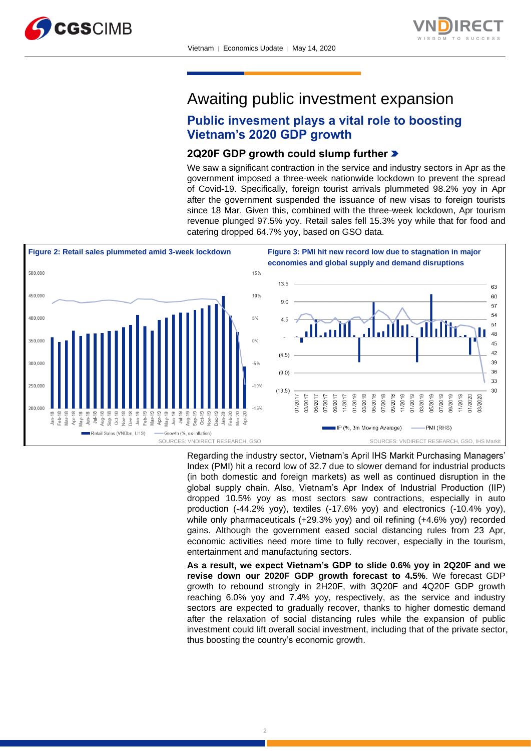# Awaiting public investment expansion

## Public invesment plays a vital role to boosting Vietnam's 2020 GDP growth

### 2Q20F GDP growth could slump further

We saw a significant contraction in the service and industry sectors in Apr as the government imposed a three-week nationwide lockdown to prevent the spread of Covid-19. Specifically, foreign tourist arrivals plummeted 98.2% yoy in Apr after the government suspended the issuance of new visas to foreign tourists since 18 Mar. Given this, combined with the three-week lockdown, Apr tourism revenue plunged 97.5% yoy. Retail sales fell 15.3% yoy while that for food and catering dropped 64.7% yoy, based on GSO data.

**Figure 2: Retail sales plummeted amid 3-week lockdown**

SOURCES: VNDIRECT RESEARCH, GSO

**Figure 3: PMI hit new record low due to stagnation in major economies and global supply and demand disruptions**

SOURCES: VNDIRECT RESEARCH, GSO, IHS Markit

Regarding the industry sector, Vietnam's April IHS Markit Purchasing Managers' Index (PMI) hit a record low of 32.7 due to slower demand for industrial products (in both domestic and foreign markets) as well as continued disruption in the global supply chain. Also, Vietnam's Apr Index of Industrial Production (IIP) dropped 10.5% yoy as most sectors saw contractions, especially in auto production (-44.2% yoy), textiles (-17.6% yoy) and electronics (-10.4% yoy), while only pharmaceuticals (+29.3% yoy) and oil refining (+4.6% yoy) recorded gains. Although the government eased social distancing rules from 23 Apr, economic activities need more time to fully recover, especially in the tourism, entertainment and manufacturing sectors.

**As a result, we expect Vietnam's GDP to slide 0.6% yoy in 2Q20F and we revise down our 2020F GDP growth forecast to 4.5%**. We forecast GDP growth to rebound strongly in 2H20F, with 3Q20F and 4Q20F GDP growth reaching 6.0% yoy and 7.4% yoy, respectively, as the service and industry sectors are expected to gradually recover, thanks to higher domestic demand after the relaxation of social distancing rules while the expansion of public investment could lift overall social investment, including that of the private sector, thus boosting the country's economic growth.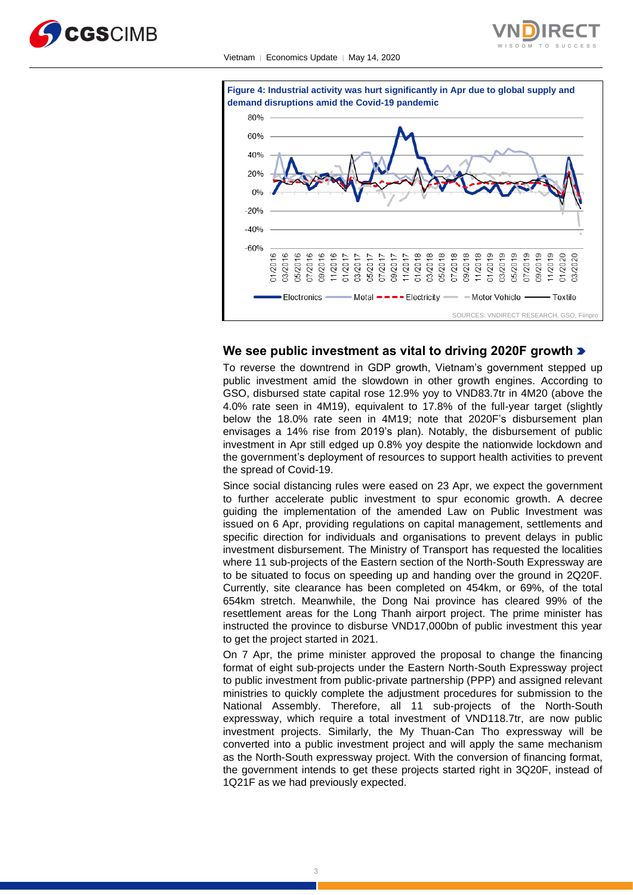**Figure 4: Industrial activity was hurt significantly in Apr due to global supply and demand disruptions amid the Covid-19 pandemic**

SOURCES: VNDIRECT RESEARCH, GSO, Fiinpro

## We see public investment as vital to driving 2020F growth

To reverse the downtrend in GDP growth, Vietnam's government stepped up public investment amid the slowdown in other growth engines. According to GSO, disbursed state capital rose 12.9% yoy to VND83.7tr in 4M20 (above the 4.0% rate seen in 4M19), equivalent to 17.8% of the full-year target (slightly below the 18.0% rate seen in 4M19; note that 2020F's disbursement plan envisages a 14% rise from 2019's plan). Notably, the disbursement of public investment in Apr still edged up 0.8% yoy despite the nationwide lockdown and the government's deployment of resources to support health activities to prevent the spread of Covid-19.

Since social distancing rules were eased on 23 Apr, we expect the government to further accelerate public investment to spur economic growth. A decree guiding the implementation of the amended Law on Public Investment was issued on 6 Apr, providing regulations on capital management, settlements and specific direction for individuals and organisations to prevent delays in public investment disbursement. The Ministry of Transport has requested the localities where 11 sub-projects of the Eastern section of the North-South Expressway are to be situated to focus on speeding up and handing over the ground in 2Q20F. Currently, site clearance has been completed on 454km, or 69%, of the total 654km stretch. Meanwhile, the Dong Nai province has cleared 99% of the resettlement areas for the Long Thanh airport project. The prime minister has instructed the province to disburse VND17,000bn of public investment this year to get the project started in 2021.

On 7 Apr, the prime minister approved the proposal to change the financing format of eight sub-projects under the Eastern North-South Expressway project to public investment from public-private partnership (PPP) and assigned relevant ministries to quickly complete the adjustment procedures for submission to the National Assembly. Therefore, all 11 sub-projects of the North-South expressway, which require a total investment of VND118.7tr, are now public investment projects. Similarly, the My Thuan-Can Tho expressway will be converted into a public investment project and will apply the same mechanism as the North-South expressway project. With the conversion of financing format, the government intends to get these projects started right in 3Q20F, instead of 1Q21F as we had previously expected.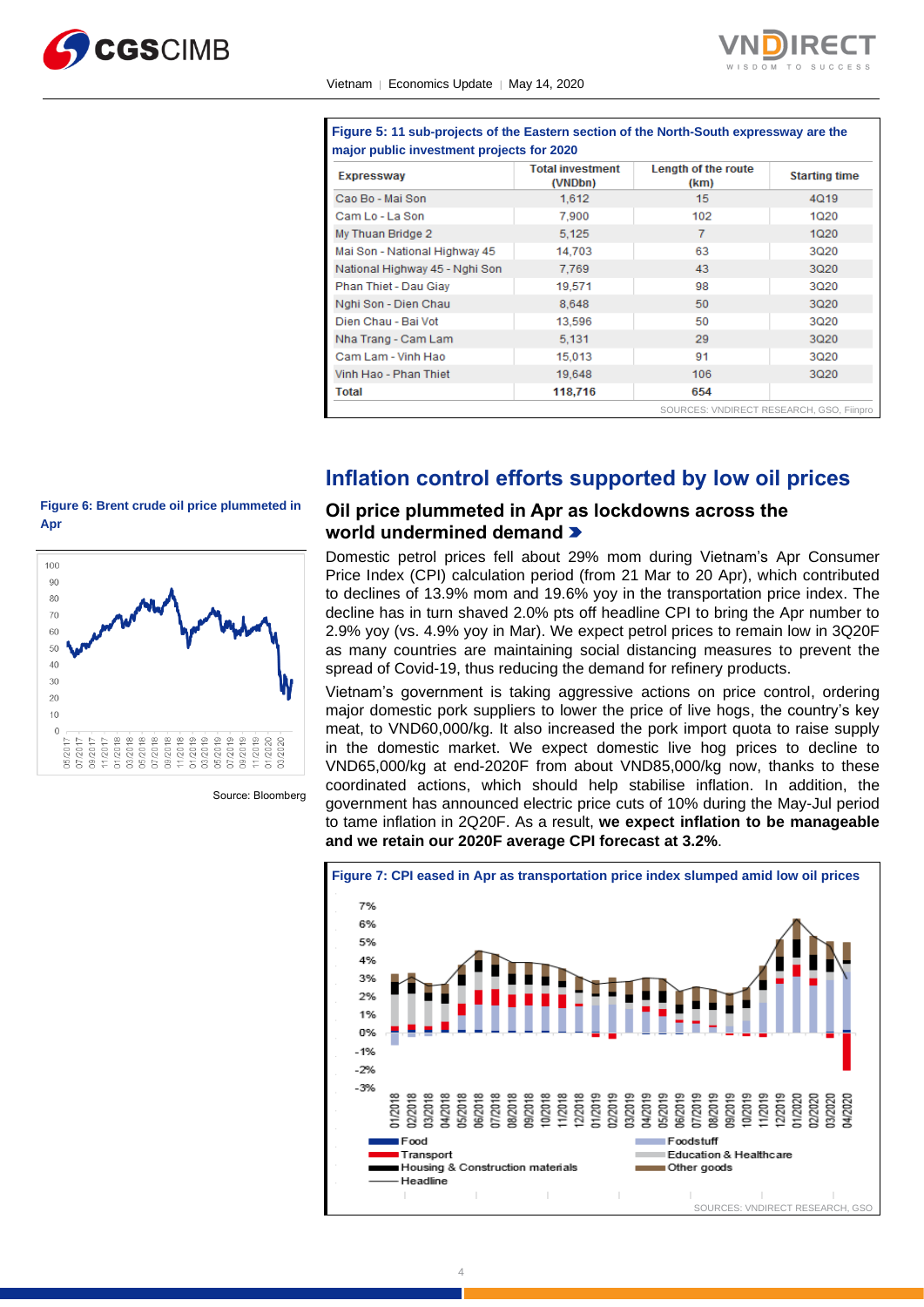**Figure 5: 11 sub-projects of the Eastern section of the North-South expressway are the major public investment projects for 2020**

| Expressway | Total investment (VNDbn) | Length of the route (km) | Starting time |
|---|---|---|---|
| Cao Bo - Mai Son | 1,612 | 15 | 4Q19 |
| Cam Lo - La Son | 7,900 | 102 | 1Q20 |
| My Thuan Bridge 2 | 5,125 | 7 | 1Q20 |
| Mai Son - National Highway 45 | 14,703 | 63 | 3Q20 |
| National Highway 45 - Nghi Son | 7,769 | 43 | 3Q20 |
| Phan Thiet - Dau Giay | 19,571 | 98 | 3Q20 |
| Nghi Son - Dien Chau | 8,648 | 50 | 3Q20 |
| Dien Chau - Bai Vot | 13,596 | 50 | 3Q20 |
| Nha Trang - Cam Lam | 5,131 | 29 | 3Q20 |
| Cam Lam - Vinh Hao | 15,013 | 91 | 3Q20 |
| Vinh Hao - Phan Thiet | 19,648 | 106 | 3Q20 |
| **Total** | **118,716** | **654** | |

SOURCES: VNDIRECT RESEARCH, GSO, Fiinpro

## Inflation control efforts supported by low oil prices

### Oil price plummeted in Apr as lockdowns across the world undermined demand

Domestic petrol prices fell about 29% mom during Vietnam's Apr Consumer Price Index (CPI) calculation period (from 21 Mar to 20 Apr), which contributed to declines of 13.9% mom and 19.6% yoy in the transportation price index. The decline has in turn shaved 2.0% pts off headline CPI to bring the Apr number to 2.9% yoy (vs. 4.9% yoy in Mar). We expect petrol prices to remain low in 3Q20F as many countries are maintaining social distancing measures to prevent the spread of Covid-19, thus reducing the demand for refinery products.

Vietnam's government is taking aggressive actions on price control, ordering major domestic pork suppliers to lower the price of live hogs, the country's key meat, to VND60,000/kg. It also increased the pork import quota to raise supply in the domestic market. We expect domestic live hog prices to decline to VND65,000/kg at end-2020F from about VND85,000/kg now, thanks to these coordinated actions, which should help stabilise inflation. In addition, the government has announced electric price cuts of 10% during the May-Jul period to tame inflation in 2Q20F. As a result, **we expect inflation to be manageable and we retain our 2020F average CPI forecast at 3.2%**.

**Figure 6: Brent crude oil price plummeted in Apr**

Source: Bloomberg

**Figure 7: CPI eased in Apr as transportation price index slumped amid low oil prices**

SOURCES: VNDIRECT RESEARCH, GSO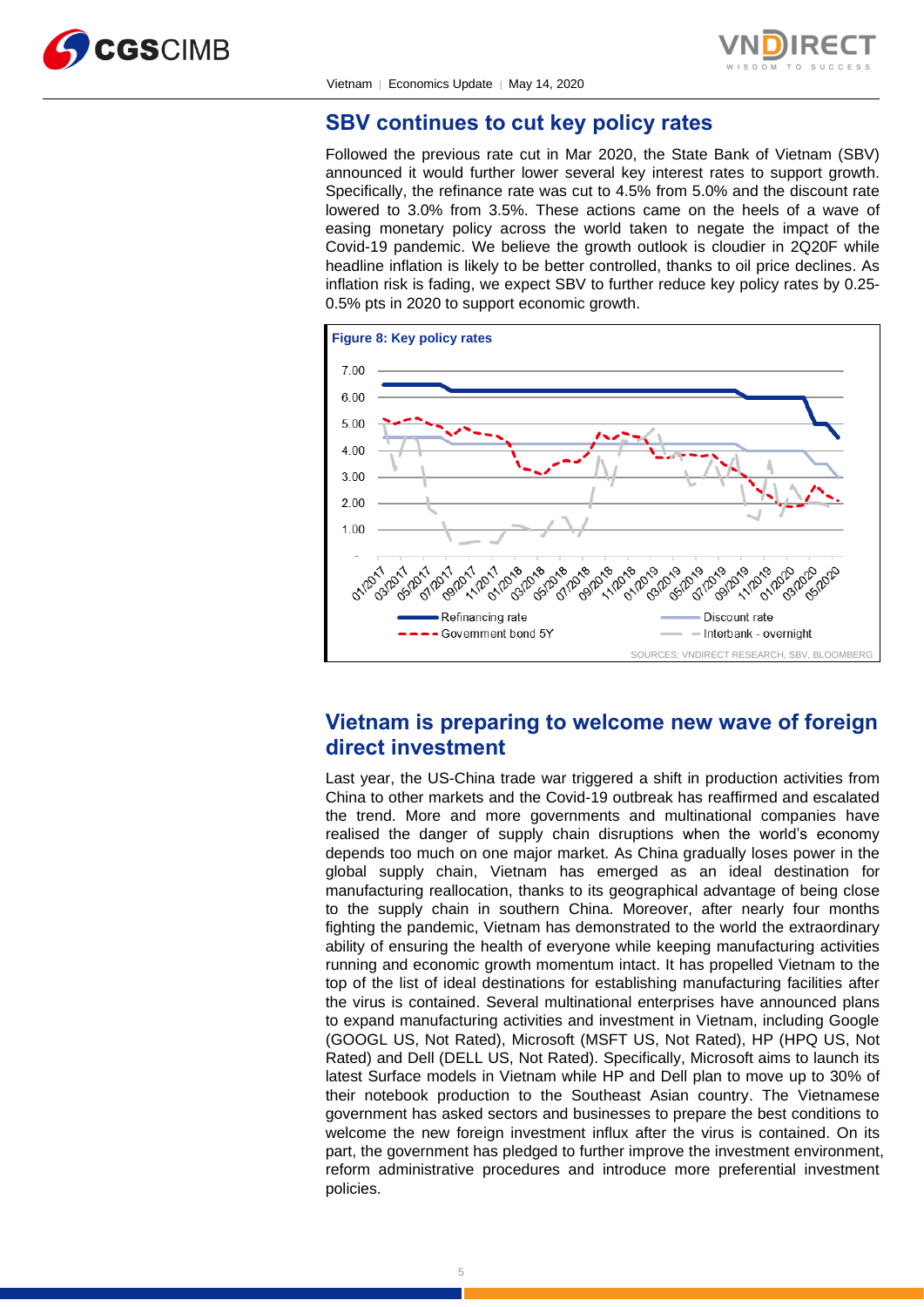## SBV continues to cut key policy rates

Followed the previous rate cut in Mar 2020, the State Bank of Vietnam (SBV) announced it would further lower several key interest rates to support growth. Specifically, the refinance rate was cut to 4.5% from 5.0% and the discount rate lowered to 3.0% from 3.5%. These actions came on the heels of a wave of easing monetary policy across the world taken to negate the impact of the Covid-19 pandemic. We believe the growth outlook is cloudier in 2Q20F while headline inflation is likely to be better controlled, thanks to oil price declines. As inflation risk is fading, we expect SBV to further reduce key policy rates by 0.25-0.5% pts in 2020 to support economic growth.

**Figure 8: Key policy rates**

SOURCES: VNDIRECT RESEARCH, SBV, BLOOMBERG

## Vietnam is preparing to welcome new wave of foreign direct investment

Last year, the US-China trade war triggered a shift in production activities from China to other markets and the Covid-19 outbreak has reaffirmed and escalated the trend. More and more governments and multinational companies have realised the danger of supply chain disruptions when the world's economy depends too much on one major market. As China gradually loses power in the global supply chain, Vietnam has emerged as an ideal destination for manufacturing reallocation, thanks to its geographical advantage of being close to the supply chain in southern China. Moreover, after nearly four months fighting the pandemic, Vietnam has demonstrated to the world the extraordinary ability of ensuring the health of everyone while keeping manufacturing activities running and economic growth momentum intact. It has propelled Vietnam to the top of the list of ideal destinations for establishing manufacturing facilities after the virus is contained. Several multinational enterprises have announced plans to expand manufacturing activities and investment in Vietnam, including Google (GOOGL US, Not Rated), Microsoft (MSFT US, Not Rated), HP (HPQ US, Not Rated) and Dell (DELL US, Not Rated). Specifically, Microsoft aims to launch its latest Surface models in Vietnam while HP and Dell plan to move up to 30% of their notebook production to the Southeast Asian country. The Vietnamese government has asked sectors and businesses to prepare the best conditions to welcome the new foreign investment influx after the virus is contained. On its part, the government has pledged to further improve the investment environment, reform administrative procedures and introduce more preferential investment policies.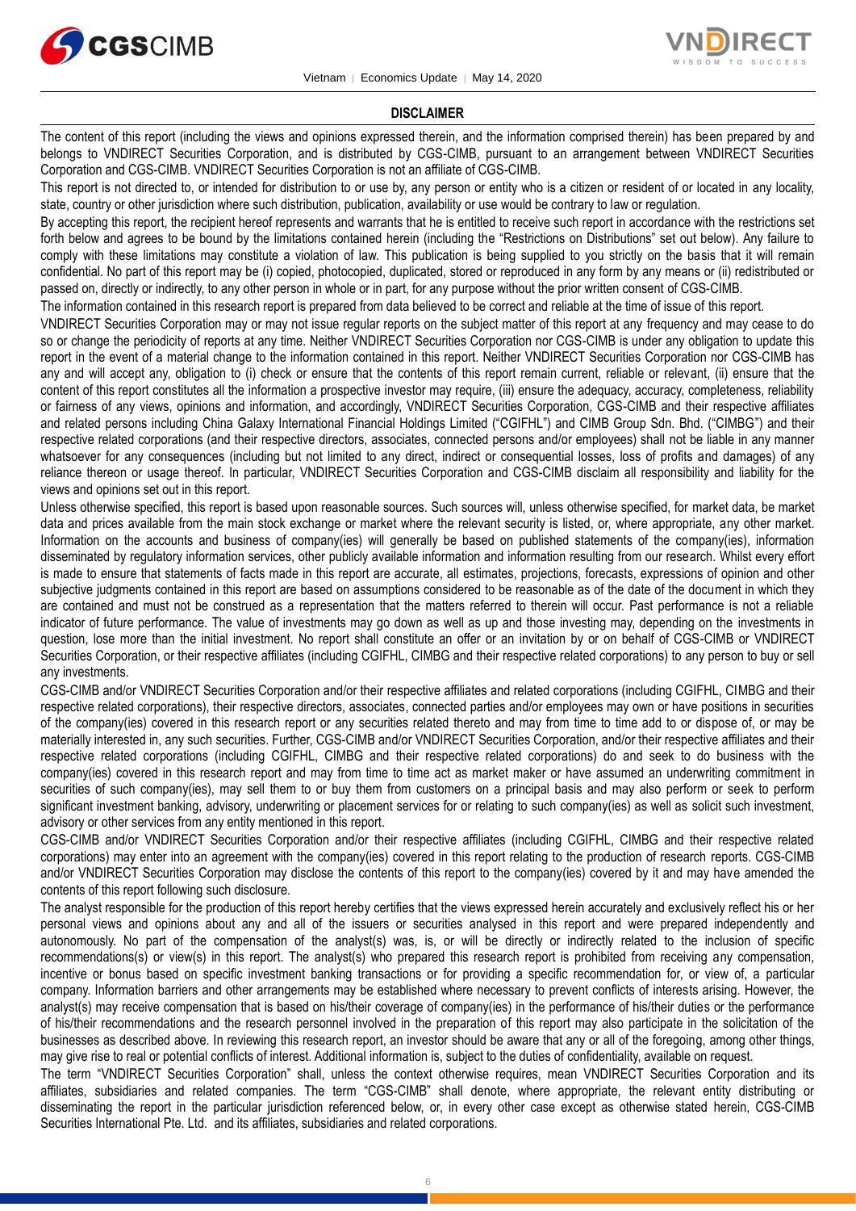## DISCLAIMER

The content of this report (including the views and opinions expressed therein, and the information comprised therein) has been prepared by and belongs to VNDIRECT Securities Corporation, and is distributed by CGS-CIMB, pursuant to an arrangement between VNDIRECT Securities Corporation and CGS-CIMB. VNDIRECT Securities Corporation is not an affiliate of CGS-CIMB.

This report is not directed to, or intended for distribution to or use by, any person or entity who is a citizen or resident of or located in any locality, state, country or other jurisdiction where such distribution, publication, availability or use would be contrary to law or regulation.

By accepting this report, the recipient hereof represents and warrants that he is entitled to receive such report in accordance with the restrictions set forth below and agrees to be bound by the limitations contained herein (including the "Restrictions on Distributions" set out below). Any failure to comply with these limitations may constitute a violation of law. This publication is being supplied to you strictly on the basis that it will remain confidential. No part of this report may be (i) copied, photocopied, duplicated, stored or reproduced in any form by any means or (ii) redistributed or passed on, directly or indirectly, to any other person in whole or in part, for any purpose without the prior written consent of CGS-CIMB.

The information contained in this research report is prepared from data believed to be correct and reliable at the time of issue of this report.

VNDIRECT Securities Corporation may or may not issue regular reports on the subject matter of this report at any frequency and may cease to do so or change the periodicity of reports at any time. Neither VNDIRECT Securities Corporation nor CGS-CIMB is under any obligation to update this report in the event of a material change to the information contained in this report. Neither VNDIRECT Securities Corporation nor CGS-CIMB has any and will accept any, obligation to (i) check or ensure that the contents of this report remain current, reliable or relevant, (ii) ensure that the content of this report constitutes all the information a prospective investor may require, (iii) ensure the adequacy, accuracy, completeness, reliability or fairness of any views, opinions and information, and accordingly, VNDIRECT Securities Corporation, CGS-CIMB and their respective affiliates and related persons including China Galaxy International Financial Holdings Limited ("CGIFHL") and CIMB Group Sdn. Bhd. ("CIMBG") and their respective related corporations (and their respective directors, associates, connected persons and/or employees) shall not be liable in any manner whatsoever for any consequences (including but not limited to any direct, indirect or consequential losses, loss of profits and damages) of any reliance thereon or usage thereof. In particular, VNDIRECT Securities Corporation and CGS-CIMB disclaim all responsibility and liability for the views and opinions set out in this report.

Unless otherwise specified, this report is based upon reasonable sources. Such sources will, unless otherwise specified, for market data, be market data and prices available from the main stock exchange or market where the relevant security is listed, or, where appropriate, any other market. Information on the accounts and business of company(ies) will generally be based on published statements of the company(ies), information disseminated by regulatory information services, other publicly available information and information resulting from our research. Whilst every effort is made to ensure that statements of facts made in this report are accurate, all estimates, projections, forecasts, expressions of opinion and other subjective judgments contained in this report are based on assumptions considered to be reasonable as of the date of the document in which they are contained and must not be construed as a representation that the matters referred to therein will occur. Past performance is not a reliable indicator of future performance. The value of investments may go down as well as up and those investing may, depending on the investments in question, lose more than the initial investment. No report shall constitute an offer or an invitation by or on behalf of CGS-CIMB or VNDIRECT Securities Corporation, or their respective affiliates (including CGIFHL, CIMBG and their respective related corporations) to any person to buy or sell any investments.

CGS-CIMB and/or VNDIRECT Securities Corporation and/or their respective affiliates and related corporations (including CGIFHL, CIMBG and their respective related corporations), their respective directors, associates, connected parties and/or employees may own or have positions in securities of the company(ies) covered in this research report or any securities related thereto and may from time to time add to or dispose of, or may be materially interested in, any such securities. Further, CGS-CIMB and/or VNDIRECT Securities Corporation, and/or their respective affiliates and their respective related corporations (including CGIFHL, CIMBG and their respective related corporations) do and seek to do business with the company(ies) covered in this research report and may from time to time act as market maker or have assumed an underwriting commitment in securities of such company(ies), may sell them to or buy them from customers on a principal basis and may also perform or seek to perform significant investment banking, advisory, underwriting or placement services for or relating to such company(ies) as well as solicit such investment, advisory or other services from any entity mentioned in this report.

CGS-CIMB and/or VNDIRECT Securities Corporation and/or their respective affiliates (including CGIFHL, CIMBG and their respective related corporations) may enter into an agreement with the company(ies) covered in this report relating to the production of research reports. CGS-CIMB and/or VNDIRECT Securities Corporation may disclose the contents of this report to the company(ies) covered by it and may have amended the contents of this report following such disclosure.

The analyst responsible for the production of this report hereby certifies that the views expressed herein accurately and exclusively reflect his or her personal views and opinions about any and all of the issuers or securities analysed in this report and were prepared independently and autonomously. No part of the compensation of the analyst(s) was, is, or will be directly or indirectly related to the inclusion of specific recommendations(s) or view(s) in this report. The analyst(s) who prepared this research report is prohibited from receiving any compensation, incentive or bonus based on specific investment banking transactions or for providing a specific recommendation for, or view of, a particular company. Information barriers and other arrangements may be established where necessary to prevent conflicts of interests arising. However, the analyst(s) may receive compensation that is based on his/their coverage of company(ies) in the performance of his/their duties or the performance of his/their recommendations and the research personnel involved in the preparation of this report may also participate in the solicitation of the businesses as described above. In reviewing this research report, an investor should be aware that any or all of the foregoing, among other things, may give rise to real or potential conflicts of interest. Additional information is, subject to the duties of confidentiality, available on request.

The term "VNDIRECT Securities Corporation" shall, unless the context otherwise requires, mean VNDIRECT Securities Corporation and its affiliates, subsidiaries and related companies. The term "CGS-CIMB" shall denote, where appropriate, the relevant entity distributing or disseminating the report in the particular jurisdiction referenced below, or, in every other case except as otherwise stated herein, CGS-CIMB Securities International Pte. Ltd. and its affiliates, subsidiaries and related corporations.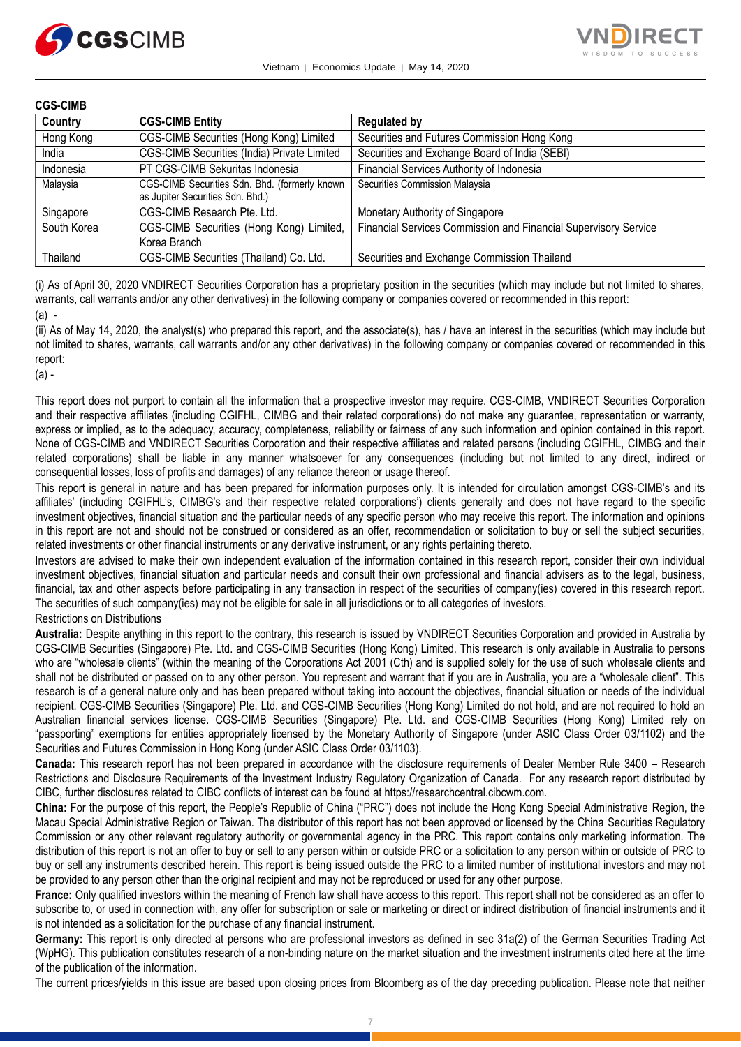**CGS-CIMB**

| Country | CGS-CIMB Entity | Regulated by |
|---|---|---|
| Hong Kong | CGS-CIMB Securities (Hong Kong) Limited | Securities and Futures Commission Hong Kong |
| India | CGS-CIMB Securities (India) Private Limited | Securities and Exchange Board of India (SEBI) |
| Indonesia | PT CGS-CIMB Sekuritas Indonesia | Financial Services Authority of Indonesia |
| Malaysia | CGS-CIMB Securities Sdn. Bhd. (formerly known as Jupiter Securities Sdn. Bhd.) | Securities Commission Malaysia |
| Singapore | CGS-CIMB Research Pte. Ltd. | Monetary Authority of Singapore |
| South Korea | CGS-CIMB Securities (Hong Kong) Limited, Korea Branch | Financial Services Commission and Financial Supervisory Service |
| Thailand | CGS-CIMB Securities (Thailand) Co. Ltd. | Securities and Exchange Commission Thailand |

(i) As of April 30, 2020 VNDIRECT Securities Corporation has a proprietary position in the securities (which may include but not limited to shares, warrants, call warrants and/or any other derivatives) in the following company or companies covered or recommended in this report:

(a) -

(ii) As of May 14, 2020, the analyst(s) who prepared this report, and the associate(s), has / have an interest in the securities (which may include but not limited to shares, warrants, call warrants and/or any other derivatives) in the following company or companies covered or recommended in this report:

(a) -

This report does not purport to contain all the information that a prospective investor may require. CGS-CIMB, VNDIRECT Securities Corporation and their respective affiliates (including CGIFHL, CIMBG and their related corporations) do not make any guarantee, representation or warranty, express or implied, as to the adequacy, accuracy, completeness, reliability or fairness of any such information and opinion contained in this report. None of CGS-CIMB and VNDIRECT Securities Corporation and their respective affiliates and related persons (including CGIFHL, CIMBG and their related corporations) shall be liable in any manner whatsoever for any consequences (including but not limited to any direct, indirect or consequential losses, loss of profits and damages) of any reliance thereon or usage thereof.

This report is general in nature and has been prepared for information purposes only. It is intended for circulation amongst CGS-CIMB's and its affiliates' (including CGIFHL's, CIMBG's and their respective related corporations') clients generally and does not have regard to the specific investment objectives, financial situation and the particular needs of any specific person who may receive this report. The information and opinions in this report are not and should not be construed or considered as an offer, recommendation or solicitation to buy or sell the subject securities, related investments or other financial instruments or any derivative instrument, or any rights pertaining thereto.

Investors are advised to make their own independent evaluation of the information contained in this research report, consider their own individual investment objectives, financial situation and particular needs and consult their own professional and financial advisers as to the legal, business, financial, tax and other aspects before participating in any transaction in respect of the securities of company(ies) covered in this research report. The securities of such company(ies) may not be eligible for sale in all jurisdictions or to all categories of investors.

Restrictions on Distributions

**Australia:** Despite anything in this report to the contrary, this research is issued by VNDIRECT Securities Corporation and provided in Australia by CGS-CIMB Securities (Singapore) Pte. Ltd. and CGS-CIMB Securities (Hong Kong) Limited. This research is only available in Australia to persons who are "wholesale clients" (within the meaning of the Corporations Act 2001 (Cth) and is supplied solely for the use of such wholesale clients and shall not be distributed or passed on to any other person. You represent and warrant that if you are in Australia, you are a "wholesale client". This research is of a general nature only and has been prepared without taking into account the objectives, financial situation or needs of the individual recipient. CGS-CIMB Securities (Singapore) Pte. Ltd. and CGS-CIMB Securities (Hong Kong) Limited do not hold, and are not required to hold an Australian financial services license. CGS-CIMB Securities (Singapore) Pte. Ltd. and CGS-CIMB Securities (Hong Kong) Limited rely on "passporting" exemptions for entities appropriately licensed by the Monetary Authority of Singapore (under ASIC Class Order 03/1102) and the Securities and Futures Commission in Hong Kong (under ASIC Class Order 03/1103).

**Canada:** This research report has not been prepared in accordance with the disclosure requirements of Dealer Member Rule 3400 – Research Restrictions and Disclosure Requirements of the Investment Industry Regulatory Organization of Canada. For any research report distributed by CIBC, further disclosures related to CIBC conflicts of interest can be found at https://researchcentral.cibcwm.com.

**China:** For the purpose of this report, the People's Republic of China ("PRC") does not include the Hong Kong Special Administrative Region, the Macau Special Administrative Region or Taiwan. The distributor of this report has not been approved or licensed by the China Securities Regulatory Commission or any other relevant regulatory authority or governmental agency in the PRC. This report contains only marketing information. The distribution of this report is not an offer to buy or sell to any person within or outside PRC or a solicitation to any person within or outside of PRC to buy or sell any instruments described herein. This report is being issued outside the PRC to a limited number of institutional investors and may not be provided to any person other than the original recipient and may not be reproduced or used for any other purpose.

**France:** Only qualified investors within the meaning of French law shall have access to this report. This report shall not be considered as an offer to subscribe to, or used in connection with, any offer for subscription or sale or marketing or direct or indirect distribution of financial instruments and it is not intended as a solicitation for the purchase of any financial instrument.

**Germany:** This report is only directed at persons who are professional investors as defined in sec 31a(2) of the German Securities Trading Act (WpHG). This publication constitutes research of a non-binding nature on the market situation and the investment instruments cited here at the time of the publication of the information.

The current prices/yields in this issue are based upon closing prices from Bloomberg as of the day preceding publication. Please note that neither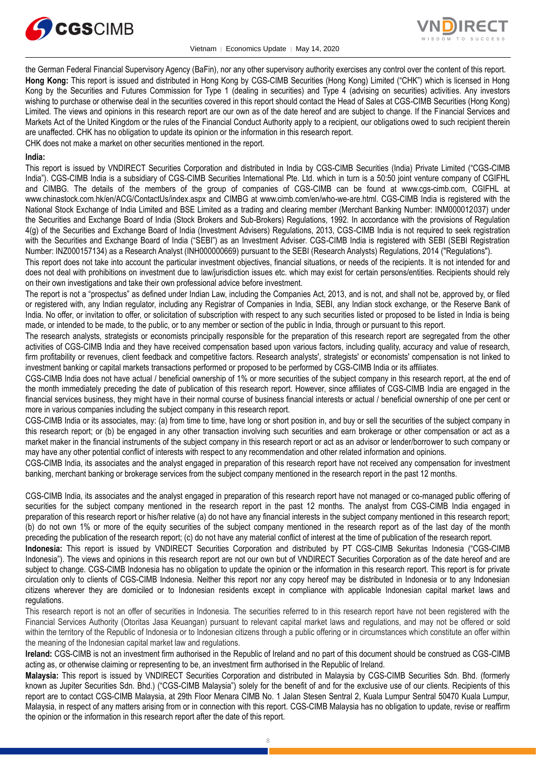the German Federal Financial Supervisory Agency (BaFin), nor any other supervisory authority exercises any control over the content of this report.

**Hong Kong:** This report is issued and distributed in Hong Kong by CGS-CIMB Securities (Hong Kong) Limited ("CHK") which is licensed in Hong Kong by the Securities and Futures Commission for Type 1 (dealing in securities) and Type 4 (advising on securities) activities. Any investors wishing to purchase or otherwise deal in the securities covered in this report should contact the Head of Sales at CGS-CIMB Securities (Hong Kong) Limited. The views and opinions in this research report are our own as of the date hereof and are subject to change. If the Financial Services and Markets Act of the United Kingdom or the rules of the Financial Conduct Authority apply to a recipient, our obligations owed to such recipient therein are unaffected. CHK has no obligation to update its opinion or the information in this research report.

CHK does not make a market on other securities mentioned in the report.

**India:**

This report is issued by VNDIRECT Securities Corporation and distributed in India by CGS-CIMB Securities (India) Private Limited ("CGS-CIMB India"). CGS-CIMB India is a subsidiary of CGS-CIMB Securities International Pte. Ltd. which in turn is a 50:50 joint venture company of CGIFHL and CIMBG. The details of the members of the group of companies of CGS-CIMB can be found at www.cgs-cimb.com, CGIFHL at www.chinastock.com.hk/en/ACG/ContactUs/index.aspx and CIMBG at www.cimb.com/en/who-we-are.html. CGS-CIMB India is registered with the National Stock Exchange of India Limited and BSE Limited as a trading and clearing member (Merchant Banking Number: INM000012037) under the Securities and Exchange Board of India (Stock Brokers and Sub-Brokers) Regulations, 1992. In accordance with the provisions of Regulation 4(g) of the Securities and Exchange Board of India (Investment Advisers) Regulations, 2013, CGS-CIMB India is not required to seek registration with the Securities and Exchange Board of India ("SEBI") as an Investment Adviser. CGS-CIMB India is registered with SEBI (SEBI Registration Number: INZ000157134) as a Research Analyst (INH000000669) pursuant to the SEBI (Research Analysts) Regulations, 2014 ("Regulations").

This report does not take into account the particular investment objectives, financial situations, or needs of the recipients. It is not intended for and does not deal with prohibitions on investment due to law/jurisdiction issues etc. which may exist for certain persons/entities. Recipients should rely on their own investigations and take their own professional advice before investment.

The report is not a "prospectus" as defined under Indian Law, including the Companies Act, 2013, and is not, and shall not be, approved by, or filed or registered with, any Indian regulator, including any Registrar of Companies in India, SEBI, any Indian stock exchange, or the Reserve Bank of India. No offer, or invitation to offer, or solicitation of subscription with respect to any such securities listed or proposed to be listed in India is being made, or intended to be made, to the public, or to any member or section of the public in India, through or pursuant to this report.

The research analysts, strategists or economists principally responsible for the preparation of this research report are segregated from the other activities of CGS-CIMB India and they have received compensation based upon various factors, including quality, accuracy and value of research, firm profitability or revenues, client feedback and competitive factors. Research analysts', strategists' or economists' compensation is not linked to investment banking or capital markets transactions performed or proposed to be performed by CGS-CIMB India or its affiliates.

CGS-CIMB India does not have actual / beneficial ownership of 1% or more securities of the subject company in this research report, at the end of the month immediately preceding the date of publication of this research report. However, since affiliates of CGS-CIMB India are engaged in the financial services business, they might have in their normal course of business financial interests or actual / beneficial ownership of one per cent or more in various companies including the subject company in this research report.

CGS-CIMB India or its associates, may: (a) from time to time, have long or short position in, and buy or sell the securities of the subject company in this research report; or (b) be engaged in any other transaction involving such securities and earn brokerage or other compensation or act as a market maker in the financial instruments of the subject company in this research report or act as an advisor or lender/borrower to such company or may have any other potential conflict of interests with respect to any recommendation and other related information and opinions.

CGS-CIMB India, its associates and the analyst engaged in preparation of this research report have not received any compensation for investment banking, merchant banking or brokerage services from the subject company mentioned in the research report in the past 12 months.

CGS-CIMB India, its associates and the analyst engaged in preparation of this research report have not managed or co-managed public offering of securities for the subject company mentioned in the research report in the past 12 months. The analyst from CGS-CIMB India engaged in preparation of this research report or his/her relative (a) do not have any financial interests in the subject company mentioned in this research report; (b) do not own 1% or more of the equity securities of the subject company mentioned in the research report as of the last day of the month preceding the publication of the research report; (c) do not have any material conflict of interest at the time of publication of the research report.

**Indonesia:** This report is issued by VNDIRECT Securities Corporation and distributed by PT CGS-CIMB Sekuritas Indonesia ("CGS-CIMB Indonesia"). The views and opinions in this research report are not our own but of VNDIRECT Securities Corporation as of the date hereof and are subject to change. CGS-CIMB Indonesia has no obligation to update the opinion or the information in this research report. This report is for private circulation only to clients of CGS-CIMB Indonesia. Neither this report nor any copy hereof may be distributed in Indonesia or to any Indonesian citizens wherever they are domiciled or to Indonesian residents except in compliance with applicable Indonesian capital market laws and regulations.

This research report is not an offer of securities in Indonesia. The securities referred to in this research report have not been registered with the Financial Services Authority (Otoritas Jasa Keuangan) pursuant to relevant capital market laws and regulations, and may not be offered or sold within the territory of the Republic of Indonesia or to Indonesian citizens through a public offering or in circumstances which constitute an offer within the meaning of the Indonesian capital market law and regulations.

**Ireland:** CGS-CIMB is not an investment firm authorised in the Republic of Ireland and no part of this document should be construed as CGS-CIMB acting as, or otherwise claiming or representing to be, an investment firm authorised in the Republic of Ireland.

**Malaysia:** This report is issued by VNDIRECT Securities Corporation and distributed in Malaysia by CGS-CIMB Securities Sdn. Bhd. (formerly known as Jupiter Securities Sdn. Bhd.) ("CGS-CIMB Malaysia") solely for the benefit of and for the exclusive use of our clients. Recipients of this report are to contact CGS-CIMB Malaysia, at 29th Floor Menara CIMB No. 1 Jalan Stesen Sentral 2, Kuala Lumpur Sentral 50470 Kuala Lumpur, Malaysia, in respect of any matters arising from or in connection with this report. CGS-CIMB Malaysia has no obligation to update, revise or reaffirm the opinion or the information in this research report after the date of this report.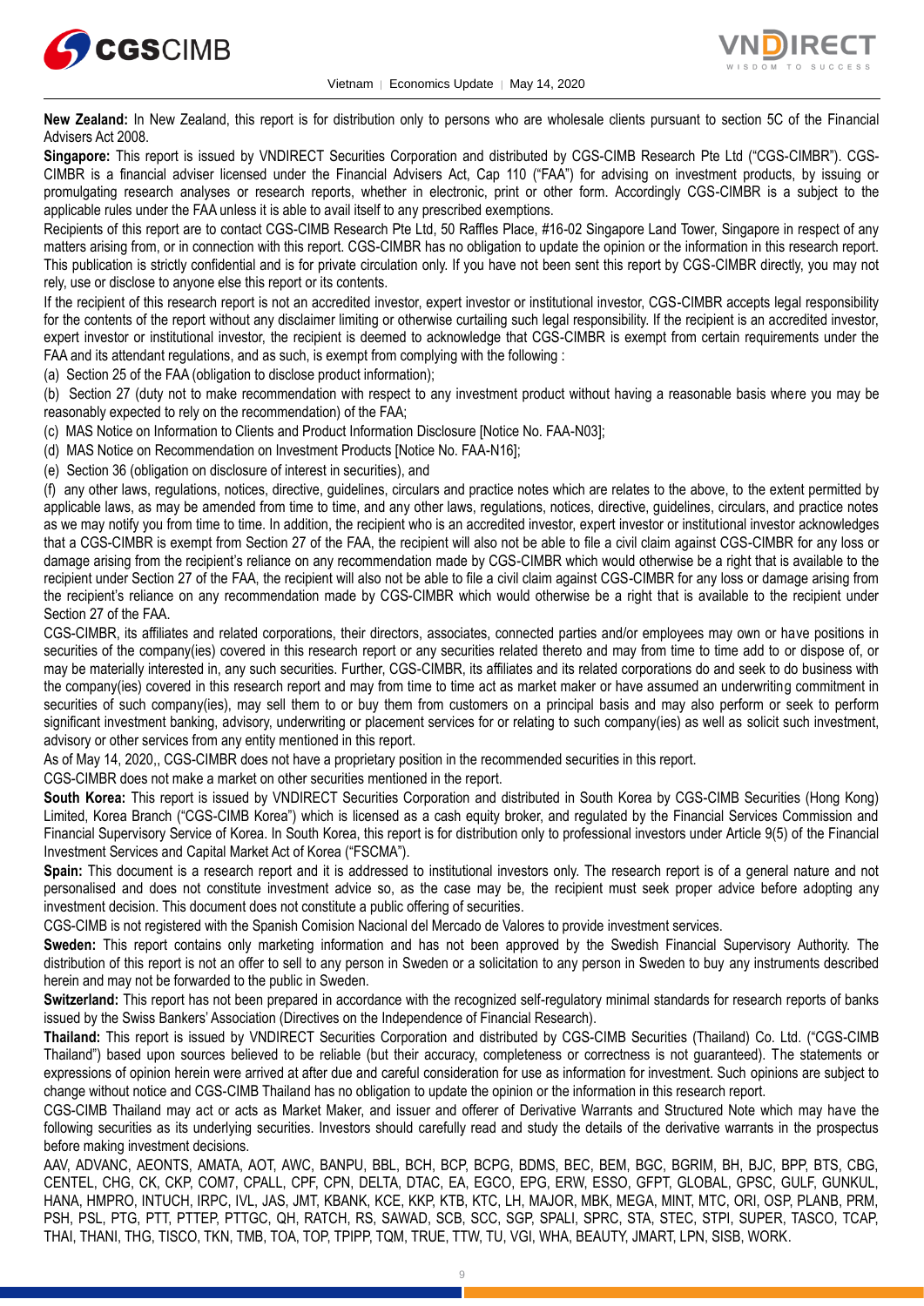**New Zealand:** In New Zealand, this report is for distribution only to persons who are wholesale clients pursuant to section 5C of the Financial Advisers Act 2008.

**Singapore:** This report is issued by VNDIRECT Securities Corporation and distributed by CGS-CIMB Research Pte Ltd ("CGS-CIMBR"). CGS-CIMBR is a financial adviser licensed under the Financial Advisers Act, Cap 110 ("FAA") for advising on investment products, by issuing or promulgating research analyses or research reports, whether in electronic, print or other form. Accordingly CGS-CIMBR is a subject to the applicable rules under the FAA unless it is able to avail itself to any prescribed exemptions.

Recipients of this report are to contact CGS-CIMB Research Pte Ltd, 50 Raffles Place, #16-02 Singapore Land Tower, Singapore in respect of any matters arising from, or in connection with this report. CGS-CIMBR has no obligation to update the opinion or the information in this research report. This publication is strictly confidential and is for private circulation only. If you have not been sent this report by CGS-CIMBR directly, you may not rely, use or disclose to anyone else this report or its contents.

If the recipient of this research report is not an accredited investor, expert investor or institutional investor, CGS-CIMBR accepts legal responsibility for the contents of the report without any disclaimer limiting or otherwise curtailing such legal responsibility. If the recipient is an accredited investor, expert investor or institutional investor, the recipient is deemed to acknowledge that CGS-CIMBR is exempt from certain requirements under the FAA and its attendant regulations, and as such, is exempt from complying with the following :

(a) Section 25 of the FAA (obligation to disclose product information);

(b) Section 27 (duty not to make recommendation with respect to any investment product without having a reasonable basis where you may be reasonably expected to rely on the recommendation) of the FAA;

(c) MAS Notice on Information to Clients and Product Information Disclosure [Notice No. FAA-N03];

(d) MAS Notice on Recommendation on Investment Products [Notice No. FAA-N16];

(e) Section 36 (obligation on disclosure of interest in securities), and

(f) any other laws, regulations, notices, directive, guidelines, circulars and practice notes which are relates to the above, to the extent permitted by applicable laws, as may be amended from time to time, and any other laws, regulations, notices, directive, guidelines, circulars, and practice notes as we may notify you from time to time. In addition, the recipient who is an accredited investor, expert investor or institutional investor acknowledges that a CGS-CIMBR is exempt from Section 27 of the FAA, the recipient will also not be able to file a civil claim against CGS-CIMBR for any loss or damage arising from the recipient's reliance on any recommendation made by CGS-CIMBR which would otherwise be a right that is available to the recipient under Section 27 of the FAA, the recipient will also not be able to file a civil claim against CGS-CIMBR for any loss or damage arising from the recipient's reliance on any recommendation made by CGS-CIMBR which would otherwise be a right that is available to the recipient under Section 27 of the FAA.

CGS-CIMBR, its affiliates and related corporations, their directors, associates, connected parties and/or employees may own or have positions in securities of the company(ies) covered in this research report or any securities related thereto and may from time to time add to or dispose of, or may be materially interested in, any such securities. Further, CGS-CIMBR, its affiliates and its related corporations do and seek to do business with the company(ies) covered in this research report and may from time to time act as market maker or have assumed an underwriting commitment in securities of such company(ies), may sell them to or buy them from customers on a principal basis and may also perform or seek to perform significant investment banking, advisory, underwriting or placement services for or relating to such company(ies) as well as solicit such investment, advisory or other services from any entity mentioned in this report.

As of May 14, 2020,, CGS-CIMBR does not have a proprietary position in the recommended securities in this report.

CGS-CIMBR does not make a market on other securities mentioned in the report.

**South Korea:** This report is issued by VNDIRECT Securities Corporation and distributed in South Korea by CGS-CIMB Securities (Hong Kong) Limited, Korea Branch ("CGS-CIMB Korea") which is licensed as a cash equity broker, and regulated by the Financial Services Commission and Financial Supervisory Service of Korea. In South Korea, this report is for distribution only to professional investors under Article 9(5) of the Financial Investment Services and Capital Market Act of Korea ("FSCMA").

**Spain:** This document is a research report and it is addressed to institutional investors only. The research report is of a general nature and not personalised and does not constitute investment advice so, as the case may be, the recipient must seek proper advice before adopting any investment decision. This document does not constitute a public offering of securities.

CGS-CIMB is not registered with the Spanish Comision Nacional del Mercado de Valores to provide investment services.

**Sweden:** This report contains only marketing information and has not been approved by the Swedish Financial Supervisory Authority. The distribution of this report is not an offer to sell to any person in Sweden or a solicitation to any person in Sweden to buy any instruments described herein and may not be forwarded to the public in Sweden.

**Switzerland:** This report has not been prepared in accordance with the recognized self-regulatory minimal standards for research reports of banks issued by the Swiss Bankers' Association (Directives on the Independence of Financial Research).

**Thailand:** This report is issued by VNDIRECT Securities Corporation and distributed by CGS-CIMB Securities (Thailand) Co. Ltd. ("CGS-CIMB Thailand") based upon sources believed to be reliable (but their accuracy, completeness or correctness is not guaranteed). The statements or expressions of opinion herein were arrived at after due and careful consideration for use as information for investment. Such opinions are subject to change without notice and CGS-CIMB Thailand has no obligation to update the opinion or the information in this research report.

CGS-CIMB Thailand may act or acts as Market Maker, and issuer and offerer of Derivative Warrants and Structured Note which may have the following securities as its underlying securities. Investors should carefully read and study the details of the derivative warrants in the prospectus before making investment decisions.

AAV, ADVANC, AEONTS, AMATA, AOT, AWC, BANPU, BBL, BCH, BCP, BCPG, BDMS, BEC, BEM, BGC, BGRIM, BH, BJC, BPP, BTS, CBG, CENTEL, CHG, CK, CKP, COM7, CPALL, CPF, CPN, DELTA, DTAC, EA, EGCO, EPG, ERW, ESSO, GFPT, GLOBAL, GPSC, GULF, GUNKUL, HANA, HMPRO, INTUCH, IRPC, IVL, JAS, JMT, KBANK, KCE, KKP, KTB, KTC, LH, MAJOR, MBK, MEGA, MINT, MTC, ORI, OSP, PLANB, PRM, PSH, PSL, PTG, PTT, PTTEP, PTTGC, QH, RATCH, RS, SAWAD, SCB, SCC, SGP, SPALI, SPRC, STA, STEC, STPI, SUPER, TASCO, TCAP, THAI, THANI, THG, TISCO, TKN, TMB, TOA, TOP, TPIPP, TQM, TRUE, TTW, TU, VGI, WHA, BEAUTY, JMART, LPN, SISB, WORK.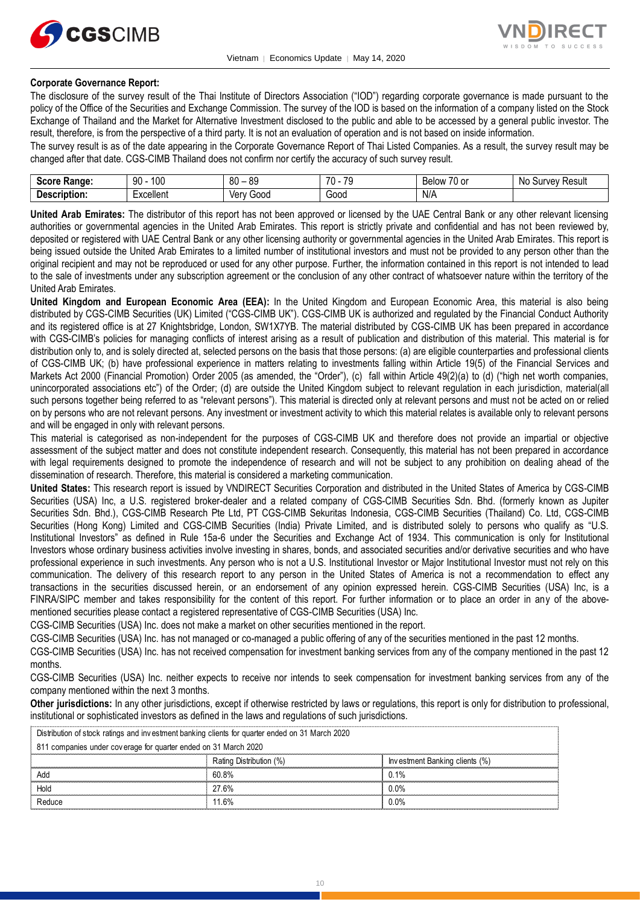**Corporate Governance Report:**

The disclosure of the survey result of the Thai Institute of Directors Association ("IOD") regarding corporate governance is made pursuant to the policy of the Office of the Securities and Exchange Commission. The survey of the IOD is based on the information of a company listed on the Stock Exchange of Thailand and the Market for Alternative Investment disclosed to the public and able to be accessed by a general public investor. The result, therefore, is from the perspective of a third party. It is not an evaluation of operation and is not based on inside information.

The survey result is as of the date appearing in the Corporate Governance Report of Thai Listed Companies. As a result, the survey result may be changed after that date. CGS-CIMB Thailand does not confirm nor certify the accuracy of such survey result.

| **Score Range:** | 90 - 100 | 80 – 89 | 70 - 79 | Below 70 or | No Survey Result |
|---|---|---|---|---|---|
| **Description:** | Excellent | Very Good | Good | N/A | |

**United Arab Emirates:** The distributor of this report has not been approved or licensed by the UAE Central Bank or any other relevant licensing authorities or governmental agencies in the United Arab Emirates. This report is strictly private and confidential and has not been reviewed by, deposited or registered with UAE Central Bank or any other licensing authority or governmental agencies in the United Arab Emirates. This report is being issued outside the United Arab Emirates to a limited number of institutional investors and must not be provided to any person other than the original recipient and may not be reproduced or used for any other purpose. Further, the information contained in this report is not intended to lead to the sale of investments under any subscription agreement or the conclusion of any other contract of whatsoever nature within the territory of the United Arab Emirates.

**United Kingdom and European Economic Area (EEA):** In the United Kingdom and European Economic Area, this material is also being distributed by CGS-CIMB Securities (UK) Limited ("CGS-CIMB UK"). CGS-CIMB UK is authorized and regulated by the Financial Conduct Authority and its registered office is at 27 Knightsbridge, London, SW1X7YB. The material distributed by CGS-CIMB UK has been prepared in accordance with CGS-CIMB's policies for managing conflicts of interest arising as a result of publication and distribution of this material. This material is for distribution only to, and is solely directed at, selected persons on the basis that those persons: (a) are eligible counterparties and professional clients of CGS-CIMB UK; (b) have professional experience in matters relating to investments falling within Article 19(5) of the Financial Services and Markets Act 2000 (Financial Promotion) Order 2005 (as amended, the "Order"), (c) fall within Article 49(2)(a) to (d) ("high net worth companies, unincorporated associations etc") of the Order; (d) are outside the United Kingdom subject to relevant regulation in each jurisdiction, material(all such persons together being referred to as "relevant persons"). This material is directed only at relevant persons and must not be acted on or relied on by persons who are not relevant persons. Any investment or investment activity to which this material relates is available only to relevant persons and will be engaged in only with relevant persons.

This material is categorised as non-independent for the purposes of CGS-CIMB UK and therefore does not provide an impartial or objective assessment of the subject matter and does not constitute independent research. Consequently, this material has not been prepared in accordance with legal requirements designed to promote the independence of research and will not be subject to any prohibition on dealing ahead of the dissemination of research. Therefore, this material is considered a marketing communication.

**United States:** This research report is issued by VNDIRECT Securities Corporation and distributed in the United States of America by CGS-CIMB Securities (USA) Inc, a U.S. registered broker-dealer and a related company of CGS-CIMB Securities Sdn. Bhd. (formerly known as Jupiter Securities Sdn. Bhd.), CGS-CIMB Research Pte Ltd, PT CGS-CIMB Sekuritas Indonesia, CGS-CIMB Securities (Thailand) Co. Ltd, CGS-CIMB Securities (Hong Kong) Limited and CGS-CIMB Securities (India) Private Limited, and is distributed solely to persons who qualify as "U.S. Institutional Investors" as defined in Rule 15a-6 under the Securities and Exchange Act of 1934. This communication is only for Institutional Investors whose ordinary business activities involve investing in shares, bonds, and associated securities and/or derivative securities and who have professional experience in such investments. Any person who is not a U.S. Institutional Investor or Major Institutional Investor must not rely on this communication. The delivery of this research report to any person in the United States of America is not a recommendation to effect any transactions in the securities discussed herein, or an endorsement of any opinion expressed herein. CGS-CIMB Securities (USA) Inc, is a FINRA/SIPC member and takes responsibility for the content of this report. For further information or to place an order in any of the above-mentioned securities please contact a registered representative of CGS-CIMB Securities (USA) Inc.

CGS-CIMB Securities (USA) Inc. does not make a market on other securities mentioned in the report.

CGS-CIMB Securities (USA) Inc. has not managed or co-managed a public offering of any of the securities mentioned in the past 12 months.

CGS-CIMB Securities (USA) Inc. has not received compensation for investment banking services from any of the company mentioned in the past 12 months.

CGS-CIMB Securities (USA) Inc. neither expects to receive nor intends to seek compensation for investment banking services from any of the company mentioned within the next 3 months.

**Other jurisdictions:** In any other jurisdictions, except if otherwise restricted by laws or regulations, this report is only for distribution to professional, institutional or sophisticated investors as defined in the laws and regulations of such jurisdictions.

| Distribution of stock ratings and investment banking clients for quarter ended on 31 March 2020 | | |
|---|---|---|
| 811 companies under coverage for quarter ended on 31 March 2020 | | |
| | Rating Distribution (%) | Investment Banking clients (%) |
| Add | 60.8% | 0.1% |
| Hold | 27.6% | 0.0% |
| Reduce | 11.6% | 0.0% |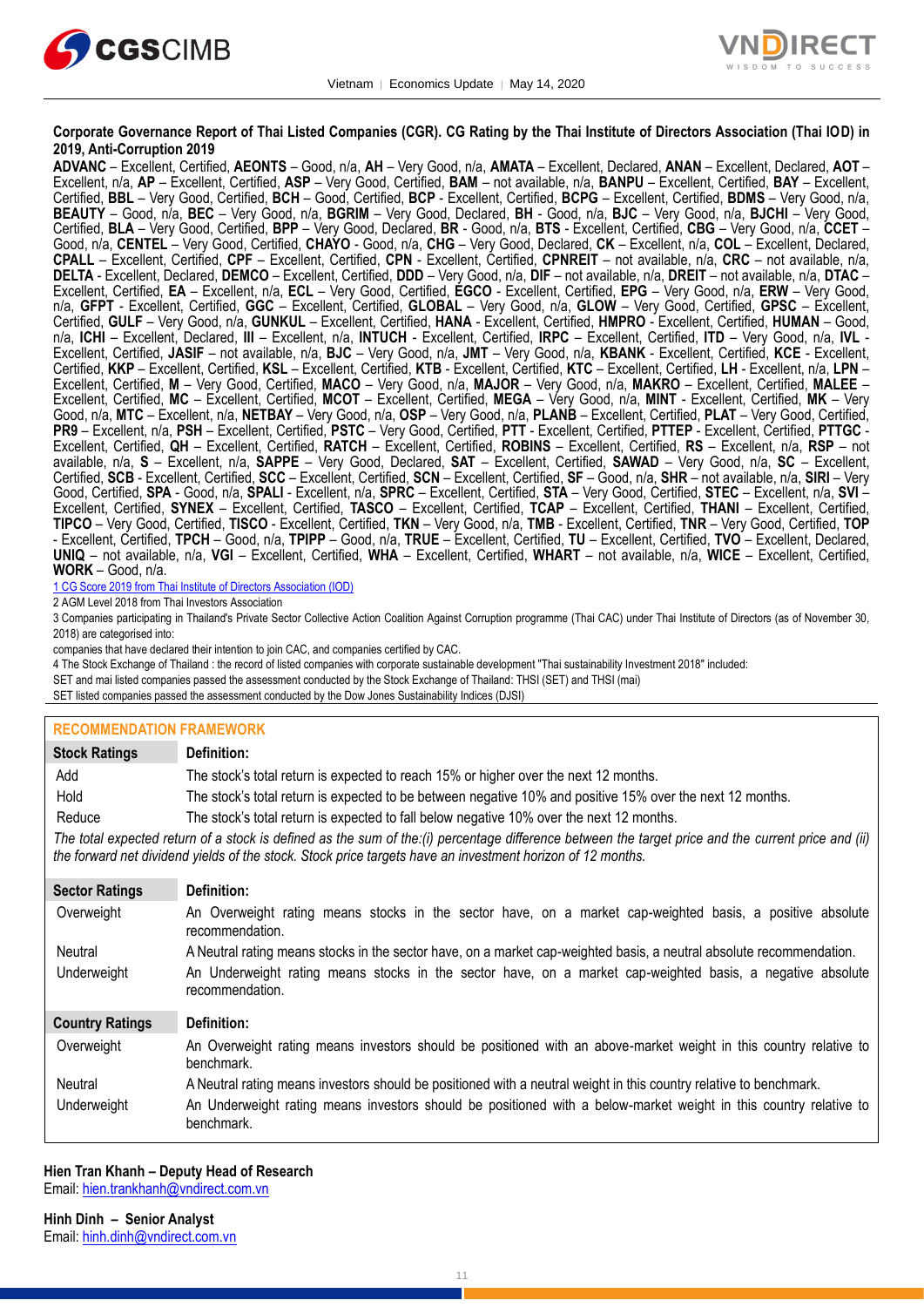**Corporate Governance Report of Thai Listed Companies (CGR). CG Rating by the Thai Institute of Directors Association (Thai IOD) in 2019, Anti-Corruption 2019**

**ADVANC** – Excellent, Certified, **AEONTS** – Good, n/a, **AH** – Very Good, n/a, **AMATA** – Excellent, Declared, **ANAN** – Excellent, Declared, **AOT** – Excellent, n/a, **AP** – Excellent, Certified, **ASP** – Very Good, Certified, **BAM** – not available, n/a, **BANPU** – Excellent, Certified, **BAY** – Excellent, Certified, **BBL** – Very Good, Certified, **BCH** – Good, Certified, **BCP** - Excellent, Certified, **BCPG** – Excellent, Certified, **BDMS** – Very Good, n/a, **BEAUTY** – Good, n/a, **BEC** – Very Good, n/a, **BGRIM** – Very Good, Declared, **BH** - Good, n/a, **BJC** – Very Good, n/a, **BJCHI** – Very Good, Certified, **BLA** – Very Good, Certified, **BPP** – Very Good, Declared, **BR** - Good, n/a, **BTS** - Excellent, Certified, **CBG** – Very Good, n/a, **CCET** – Good, n/a, **CENTEL** – Very Good, Certified, **CHAYO** - Good, n/a, **CHG** – Very Good, Declared, **CK** – Excellent, n/a, **COL** – Excellent, Declared, **CPALL** – Excellent, Certified, **CPF** – Excellent, Certified, **CPN** - Excellent, Certified, **CPNREIT** – not available, n/a, **CRC** – not available, n/a, **DELTA** - Excellent, Declared, **DEMCO** – Excellent, Certified, **DDD** – Very Good, n/a, **DIF** – not available, n/a, **DREIT** – not available, n/a, **DTAC** – Excellent, Certified, **EA** – Excellent, n/a, **ECL** – Very Good, Certified, **EGCO** - Excellent, Certified, **EPG** – Very Good, n/a, **ERW** – Very Good, n/a, **GFPT** - Excellent, Certified, **GGC** – Excellent, Certified, **GLOBAL** – Very Good, n/a, **GLOW** – Very Good, Certified, **GPSC** – Excellent, Certified, **GULF** – Very Good, n/a, **GUNKUL** – Excellent, Certified, **HANA** - Excellent, Certified, **HMPRO** - Excellent, Certified, **HUMAN** – Good, n/a, **ICHI** – Excellent, Declared, **III** – Excellent, n/a, **INTUCH** - Excellent, Certified, **IRPC** – Excellent, Certified, **ITD** – Very Good, n/a, **IVL** - Excellent, Certified, **JASIF** – not available, n/a, **BJC** – Very Good, n/a, **JMT** – Very Good, n/a, **KBANK** - Excellent, Certified, **KCE** - Excellent, Certified, **KKP** – Excellent, Certified, **KSL** – Excellent, Certified, **KTB** - Excellent, Certified, **KTC** – Excellent, Certified, **LH** - Excellent, n/a, **LPN** – Excellent, Certified, **M** – Very Good, Certified, **MACO** – Very Good, n/a, **MAJOR** – Very Good, n/a, **MAKRO** – Excellent, Certified, **MALEE** – Excellent, Certified, **MC** – Excellent, Certified, **MCOT** – Excellent, Certified, **MEGA** – Very Good, n/a, **MINT** - Excellent, Certified, **MK** – Very Good, n/a, **MTC** – Excellent, n/a, **NETBAY** – Very Good, n/a, **OSP** – Very Good, n/a, **PLANB** – Excellent, Certified, **PLAT** – Very Good, Certified, **PR9** – Excellent, n/a, **PSH** – Excellent, Certified, **PSTC** – Very Good, Certified, **PTT** - Excellent, Certified, **PTTEP** - Excellent, Certified, **PTTGC** - Excellent, Certified, **QH** – Excellent, Certified, **RATCH** – Excellent, Certified, **ROBINS** – Excellent, Certified, **RS** – Excellent, n/a, **RSP** – not available, n/a, **S** – Excellent, n/a, **SAPPE** – Very Good, Declared, **SAT** – Excellent, Certified, **SAWAD** – Very Good, n/a, **SC** – Excellent, Certified, **SCB** - Excellent, Certified, **SCC** – Excellent, Certified, **SCN** – Excellent, Certified, **SF** – Good, n/a, **SHR** – not available, n/a, **SIRI** – Very Good, Certified, **SPA** - Good, n/a, **SPALI** - Excellent, n/a, **SPRC** – Excellent, Certified, **STA** – Very Good, Certified, **STEC** – Excellent, n/a, **SVI** – Excellent, Certified, **SYNEX** – Excellent, Certified, **TASCO** – Excellent, Certified, **TCAP** – Excellent, Certified, **THANI** – Excellent, Certified, **TIPCO** – Very Good, Certified, **TISCO** - Excellent, Certified, **TKN** – Very Good, n/a, **TMB** - Excellent, Certified, **TNR** – Very Good, Certified, **TOP** - Excellent, Certified, **TPCH** – Good, n/a, **TPIPP** – Good, n/a, **TRUE** – Excellent, Certified, **TU** – Excellent, Certified, **TVO** – Excellent, Declared, **UNIQ** – not available, n/a, **VGI** – Excellent, Certified, **WHA** – Excellent, Certified, **WHART** – not available, n/a, **WICE** – Excellent, Certified, **WORK** – Good, n/a.

1 CG Score 2019 from Thai Institute of Directors Association (IOD)

2 AGM Level 2018 from Thai Investors Association

3 Companies participating in Thailand's Private Sector Collective Action Coalition Against Corruption programme (Thai CAC) under Thai Institute of Directors (as of November 30, 2018) are categorised into:

companies that have declared their intention to join CAC, and companies certified by CAC.

4 The Stock Exchange of Thailand : the record of listed companies with corporate sustainable development "Thai sustainability Investment 2018" included:

SET and mai listed companies passed the assessment conducted by the Stock Exchange of Thailand: THSI (SET) and THSI (mai)

SET listed companies passed the assessment conducted by the Dow Jones Sustainability Indices (DJSI)

## RECOMMENDATION FRAMEWORK

| Stock Ratings | Definition: |
|---|---|
| Add | The stock's total return is expected to reach 15% or higher over the next 12 months. |
| Hold | The stock's total return is expected to be between negative 10% and positive 15% over the next 12 months. |
| Reduce | The stock's total return is expected to fall below negative 10% over the next 12 months. |

*The total expected return of a stock is defined as the sum of the:(i) percentage difference between the target price and the current price and (ii) the forward net dividend yields of the stock. Stock price targets have an investment horizon of 12 months.*

| Sector Ratings | Definition: |
|---|---|
| Overweight | An Overweight rating means stocks in the sector have, on a market cap-weighted basis, a positive absolute recommendation. |
| Neutral | A Neutral rating means stocks in the sector have, on a market cap-weighted basis, a neutral absolute recommendation. |
| Underweight | An Underweight rating means stocks in the sector have, on a market cap-weighted basis, a negative absolute recommendation. |

| Country Ratings | Definition: |
|---|---|
| Overweight | An Overweight rating means investors should be positioned with an above-market weight in this country relative to benchmark. |
| Neutral | A Neutral rating means investors should be positioned with a neutral weight in this country relative to benchmark. |
| Underweight | An Underweight rating means investors should be positioned with a below-market weight in this country relative to benchmark. |

**Hien Tran Khanh – Deputy Head of Research**
Email: hien.trankhanh@vndirect.com.vn

**Hinh Dinh – Senior Analyst**
Email: hinh.dinh@vndirect.com.vn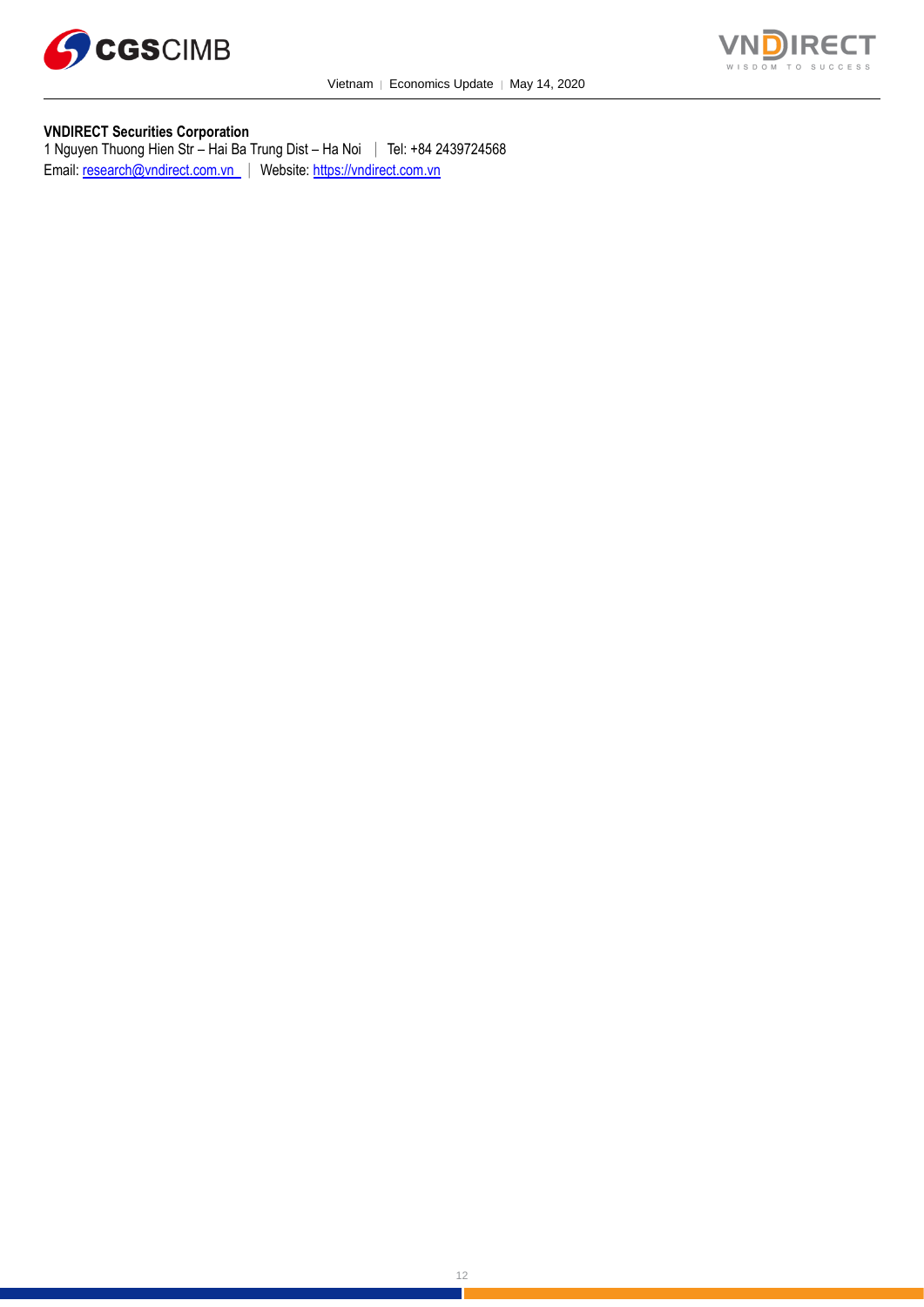**VNDIRECT Securities Corporation**

1 Nguyen Thuong Hien Str – Hai Ba Trung Dist – Ha Noi | Tel: +84 2439724568

Email: research@vndirect.com.vn | Website: https://vndirect.com.vn